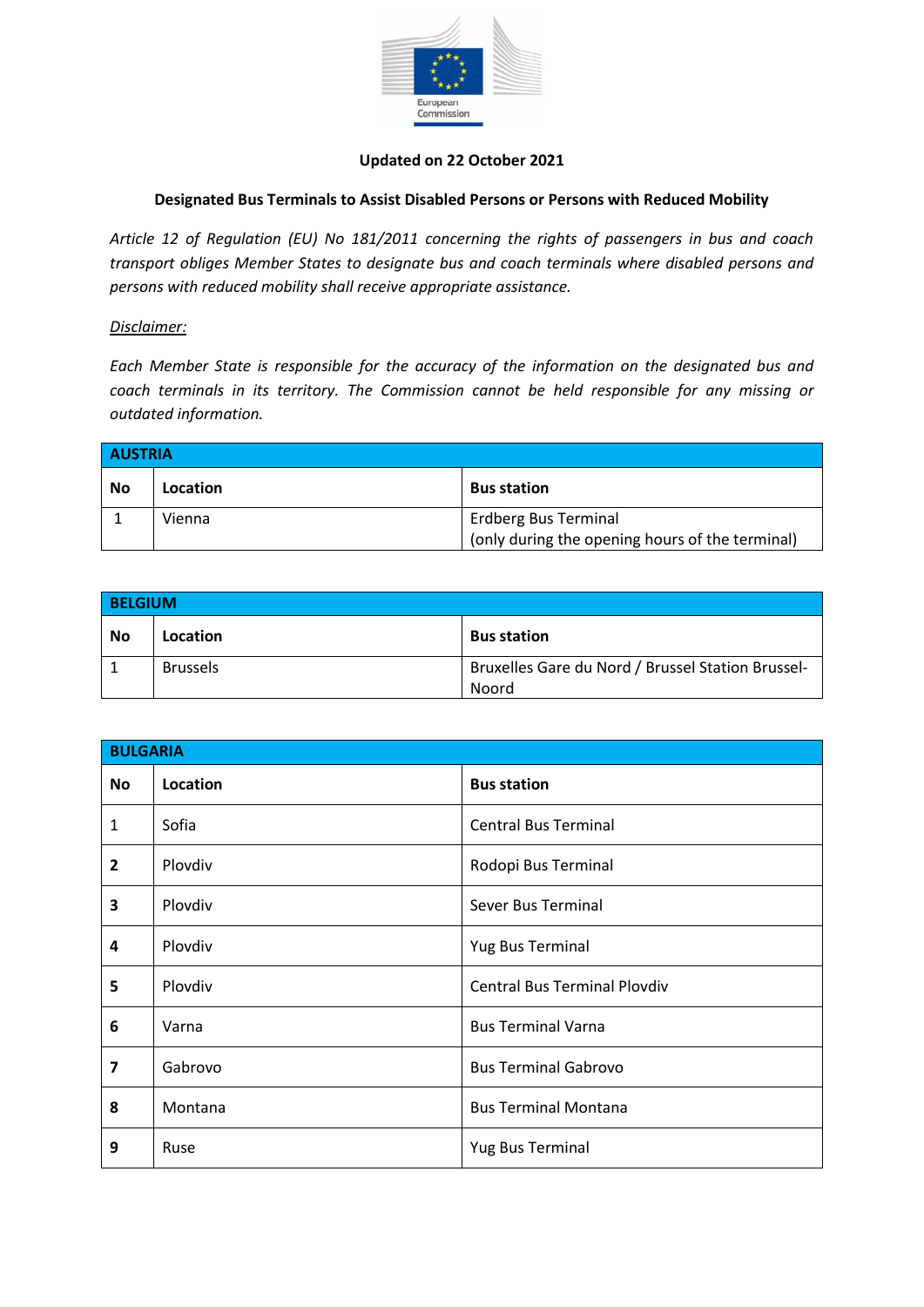**Updated on 22 October 2021**

**Designated Bus Terminals to Assist Disabled Persons or Persons with Reduced Mobility**

*Article 12 of Regulation (EU) No 181/2011 concerning the rights of passengers in bus and coach transport obliges Member States to designate bus and coach terminals where disabled persons and persons with reduced mobility shall receive appropriate assistance.*

*Disclaimer:*

*Each Member State is responsible for the accuracy of the information on the designated bus and coach terminals in its territory. The Commission cannot be held responsible for any missing or outdated information.*

| **AUSTRIA** | | |
|---|---|---|
| **No** | **Location** | **Bus station** |
| 1 | Vienna | Erdberg Bus Terminal (only during the opening hours of the terminal) |

| **BELGIUM** | | |
|---|---|---|
| **No** | **Location** | **Bus station** |
| 1 | Brussels | Bruxelles Gare du Nord / Brussel Station Brussel-Noord |

| **BULGARIA** | | |
|---|---|---|
| **No** | **Location** | **Bus station** |
| 1 | Sofia | Central Bus Terminal |
| **2** | Plovdiv | Rodopi Bus Terminal |
| **3** | Plovdiv | Sever Bus Terminal |
| **4** | Plovdiv | Yug Bus Terminal |
| **5** | Plovdiv | Central Bus Terminal Plovdiv |
| **6** | Varna | Bus Terminal Varna |
| **7** | Gabrovo | Bus Terminal Gabrovo |
| **8** | Montana | Bus Terminal Montana |
| **9** | Ruse | Yug Bus Terminal |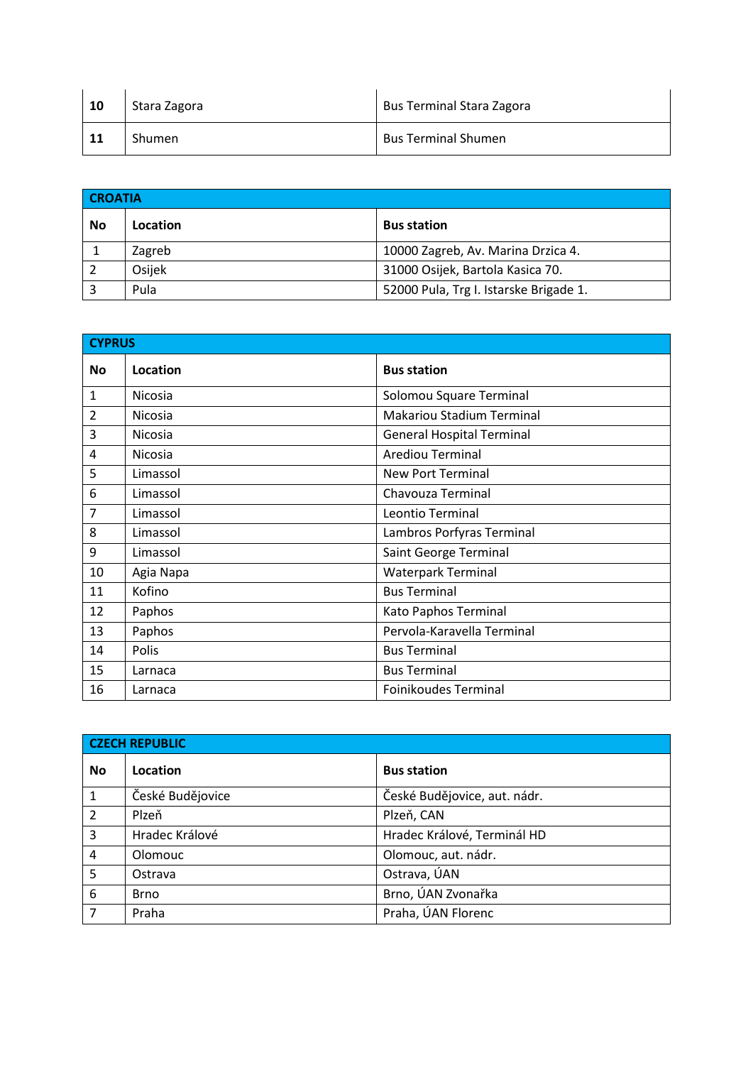| | | |
|---|---|---|
| **10** | Stara Zagora | Bus Terminal Stara Zagora |
| **11** | Shumen | Bus Terminal Shumen |

| **CROATIA** | | |
|---|---|---|
| **No** | **Location** | **Bus station** |
| 1 | Zagreb | 10000 Zagreb, Av. Marina Drzica 4. |
| 2 | Osijek | 31000 Osijek, Bartola Kasica 70. |
| 3 | Pula | 52000 Pula, Trg I. Istarske Brigade 1. |

| **CYPRUS** | | |
|---|---|---|
| **No** | **Location** | **Bus station** |
| 1 | Nicosia | Solomou Square Terminal |
| 2 | Nicosia | Makariou Stadium Terminal |
| 3 | Nicosia | General Hospital Terminal |
| 4 | Nicosia | Arediou Terminal |
| 5 | Limassol | New Port Terminal |
| 6 | Limassol | Chavouza Terminal |
| 7 | Limassol | Leontio Terminal |
| 8 | Limassol | Lambros Porfyras Terminal |
| 9 | Limassol | Saint George Terminal |
| 10 | Agia Napa | Waterpark Terminal |
| 11 | Kofino | Bus Terminal |
| 12 | Paphos | Kato Paphos Terminal |
| 13 | Paphos | Pervola-Karavella Terminal |
| 14 | Polis | Bus Terminal |
| 15 | Larnaca | Bus Terminal |
| 16 | Larnaca | Foinikoudes Terminal |

| **CZECH REPUBLIC** | | |
|---|---|---|
| **No** | **Location** | **Bus station** |
| 1 | České Budějovice | České Budějovice, aut. nádr. |
| 2 | Plzeň | Plzeň, CAN |
| 3 | Hradec Králové | Hradec Králové, Terminál HD |
| 4 | Olomouc | Olomouc, aut. nádr. |
| 5 | Ostrava | Ostrava, ÚAN |
| 6 | Brno | Brno, ÚAN Zvonařka |
| 7 | Praha | Praha, ÚAN Florenc |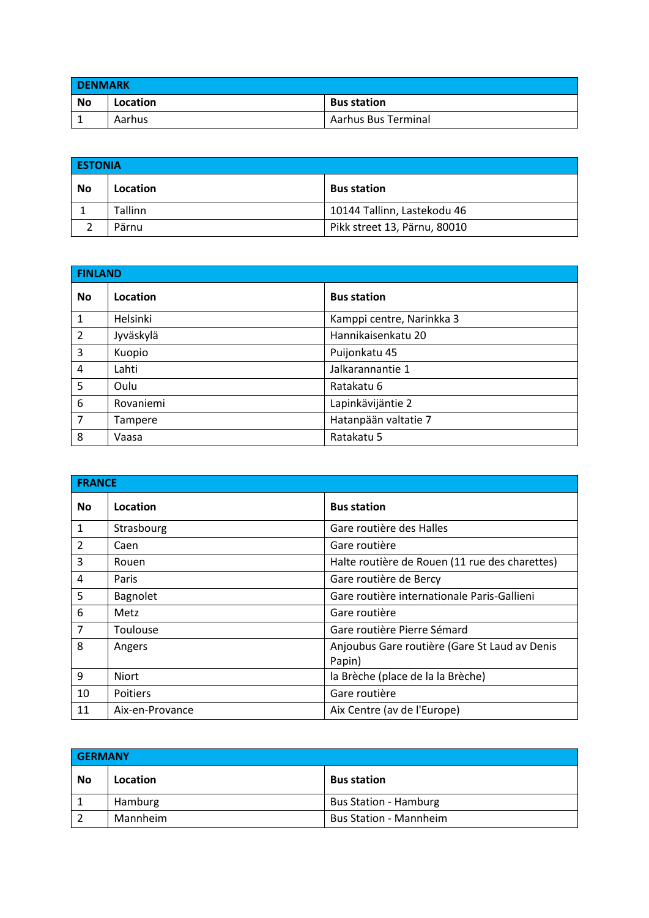| DENMARK | | |
|---|---|---|
| **No** | **Location** | **Bus station** |
| 1 | Aarhus | Aarhus Bus Terminal |

| ESTONIA | | |
|---|---|---|
| **No** | **Location** | **Bus station** |
| 1 | Tallinn | 10144 Tallinn, Lastekodu 46 |
| 2 | Pärnu | Pikk street 13, Pärnu, 80010 |

| FINLAND | | |
|---|---|---|
| **No** | **Location** | **Bus station** |
| 1 | Helsinki | Kamppi centre, Narinkka 3 |
| 2 | Jyväskylä | Hannikaisenkatu 20 |
| 3 | Kuopio | Puijonkatu 45 |
| 4 | Lahti | Jalkarannantie 1 |
| 5 | Oulu | Ratakatu 6 |
| 6 | Rovaniemi | Lapinkävijäntie 2 |
| 7 | Tampere | Hatanpään valtatie 7 |
| 8 | Vaasa | Ratakatu 5 |

| FRANCE | | |
|---|---|---|
| **No** | **Location** | **Bus station** |
| 1 | Strasbourg | Gare routière des Halles |
| 2 | Caen | Gare routière |
| 3 | Rouen | Halte routière de Rouen (11 rue des charettes) |
| 4 | Paris | Gare routière de Bercy |
| 5 | Bagnolet | Gare routière internationale Paris-Gallieni |
| 6 | Metz | Gare routière |
| 7 | Toulouse | Gare routière Pierre Sémard |
| 8 | Angers | Anjoubus Gare routière (Gare St Laud av Denis Papin) |
| 9 | Niort | la Brèche (place de la la Brèche) |
| 10 | Poitiers | Gare routière |
| 11 | Aix-en-Provance | Aix Centre (av de l'Europe) |

| GERMANY | | |
|---|---|---|
| **No** | **Location** | **Bus station** |
| 1 | Hamburg | Bus Station - Hamburg |
| 2 | Mannheim | Bus Station - Mannheim |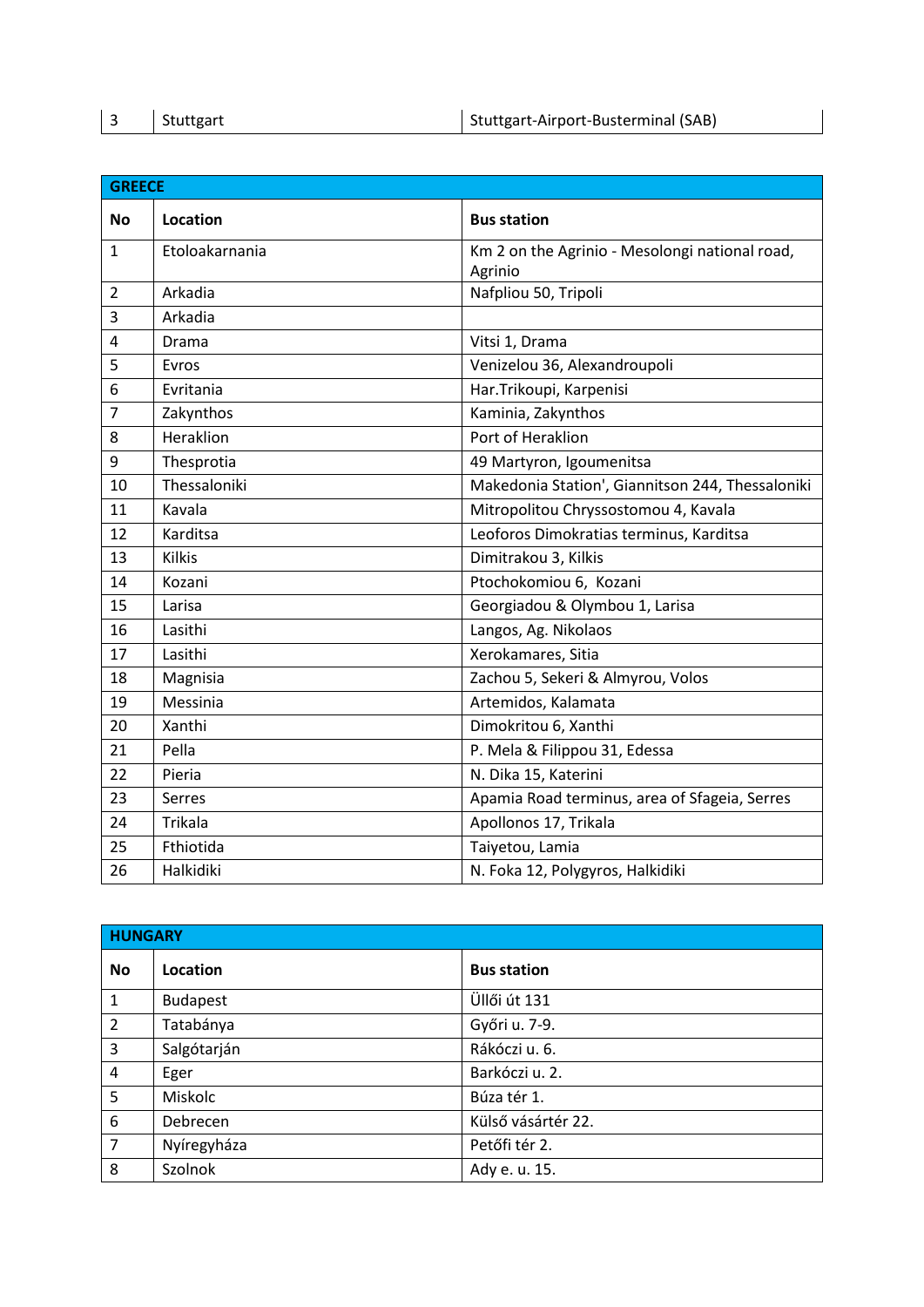| 3 | Stuttgart | Stuttgart-Airport-Busterminal (SAB) |
|---|---|---|

| GREECE | | |
|---|---|---|
| **No** | **Location** | **Bus station** |
| 1 | Etoloakarnania | Km 2 on the Agrinio - Mesolongi national road, Agrinio |
| 2 | Arkadia | Nafpliou 50, Tripoli |
| 3 | Arkadia | |
| 4 | Drama | Vitsi 1, Drama |
| 5 | Evros | Venizelou 36, Alexandroupoli |
| 6 | Evritania | Har.Trikoupi, Karpenisi |
| 7 | Zakynthos | Kaminia, Zakynthos |
| 8 | Heraklion | Port of Heraklion |
| 9 | Thesprotia | 49 Martyron, Igoumenitsa |
| 10 | Thessaloniki | Makedonia Station', Giannitson 244, Thessaloniki |
| 11 | Kavala | Mitropolitou Chryssostomou 4, Kavala |
| 12 | Karditsa | Leoforos Dimokratias terminus, Karditsa |
| 13 | Kilkis | Dimitrakou 3, Kilkis |
| 14 | Kozani | Ptochokomiou 6, Kozani |
| 15 | Larisa | Georgiadou & Olymbou 1, Larisa |
| 16 | Lasithi | Langos, Ag. Nikolaos |
| 17 | Lasithi | Xerokamares, Sitia |
| 18 | Magnisia | Zachou 5, Sekeri & Almyrou, Volos |
| 19 | Messinia | Artemidos, Kalamata |
| 20 | Xanthi | Dimokritou 6, Xanthi |
| 21 | Pella | P. Mela & Filippou 31, Edessa |
| 22 | Pieria | N. Dika 15, Katerini |
| 23 | Serres | Apamia Road terminus, area of Sfageia, Serres |
| 24 | Trikala | Apollonos 17, Trikala |
| 25 | Fthiotida | Taiyetou, Lamia |
| 26 | Halkidiki | N. Foka 12, Polygyros, Halkidiki |

| HUNGARY | | |
|---|---|---|
| **No** | **Location** | **Bus station** |
| 1 | Budapest | Üllői út 131 |
| 2 | Tatabánya | Győri u. 7-9. |
| 3 | Salgótarján | Rákóczi u. 6. |
| 4 | Eger | Barkóczi u. 2. |
| 5 | Miskolc | Búza tér 1. |
| 6 | Debrecen | Külső vásártér 22. |
| 7 | Nyíregyháza | Petőfi tér 2. |
| 8 | Szolnok | Ady e. u. 15. |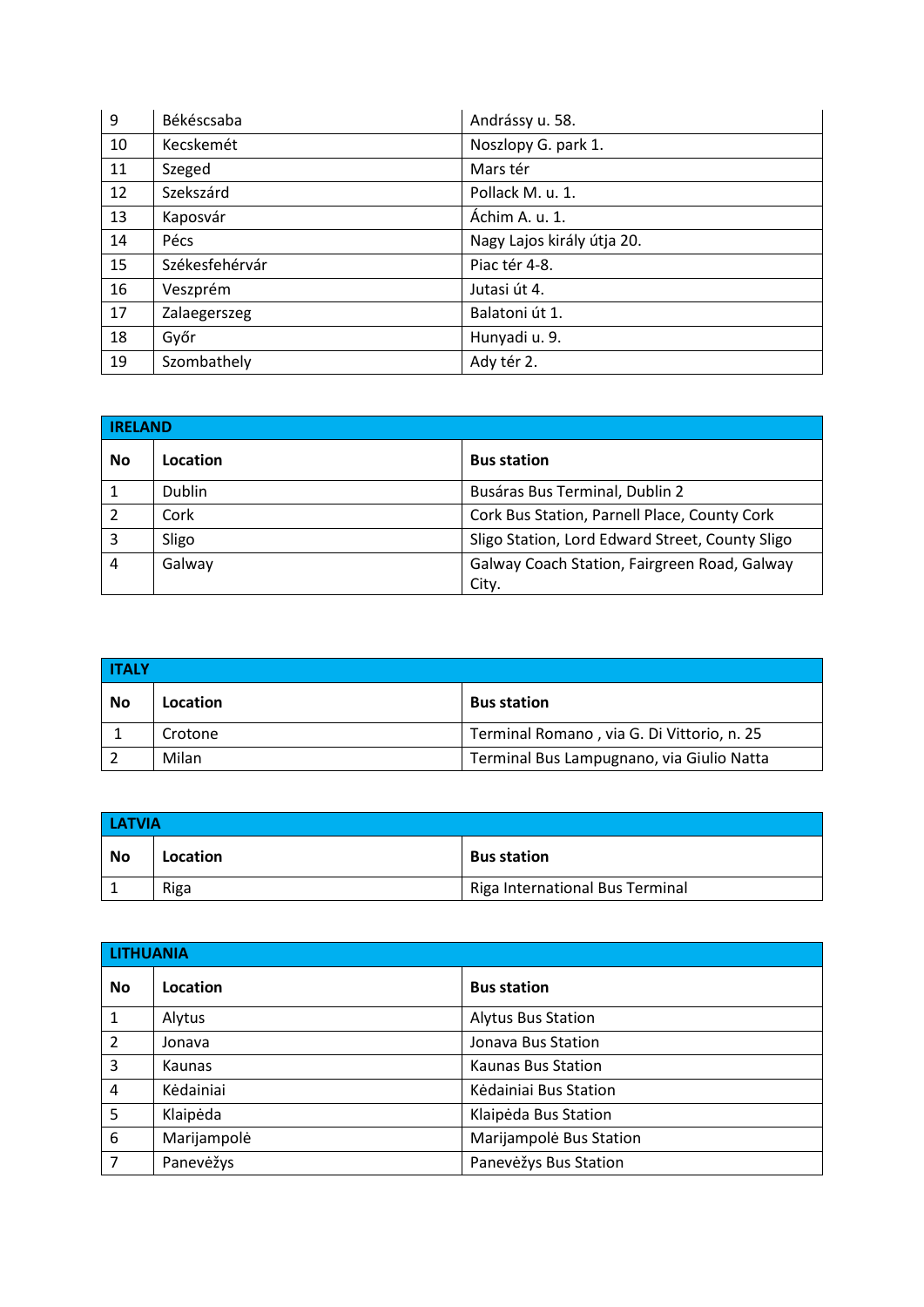| | | |
|---|---|---|
| 9 | Békéscsaba | Andrássy u. 58. |
| 10 | Kecskemét | Noszlopy G. park 1. |
| 11 | Szeged | Mars tér |
| 12 | Szekszárd | Pollack M. u. 1. |
| 13 | Kaposvár | Áchim A. u. 1. |
| 14 | Pécs | Nagy Lajos király útja 20. |
| 15 | Székesfehérvár | Piac tér 4-8. |
| 16 | Veszprém | Jutasi út 4. |
| 17 | Zalaegerszeg | Balatoni út 1. |
| 18 | Győr | Hunyadi u. 9. |
| 19 | Szombathely | Ady tér 2. |

| IRELAND | | |
|---|---|---|
| **No** | **Location** | **Bus station** |
| 1 | Dublin | Busáras Bus Terminal, Dublin 2 |
| 2 | Cork | Cork Bus Station, Parnell Place, County Cork |
| 3 | Sligo | Sligo Station, Lord Edward Street, County Sligo |
| 4 | Galway | Galway Coach Station, Fairgreen Road, Galway City. |

| ITALY | | |
|---|---|---|
| **No** | **Location** | **Bus station** |
| 1 | Crotone | Terminal Romano , via G. Di Vittorio, n. 25 |
| 2 | Milan | Terminal Bus Lampugnano, via Giulio Natta |

| LATVIA | | |
|---|---|---|
| **No** | **Location** | **Bus station** |
| 1 | Riga | Riga International Bus Terminal |

| LITHUANIA | | |
|---|---|---|
| **No** | **Location** | **Bus station** |
| 1 | Alytus | Alytus Bus Station |
| 2 | Jonava | Jonava Bus Station |
| 3 | Kaunas | Kaunas Bus Station |
| 4 | Kėdainiai | Kėdainiai Bus Station |
| 5 | Klaipėda | Klaipėda Bus Station |
| 6 | Marijampolė | Marijampolė Bus Station |
| 7 | Panevėžys | Panevėžys Bus Station |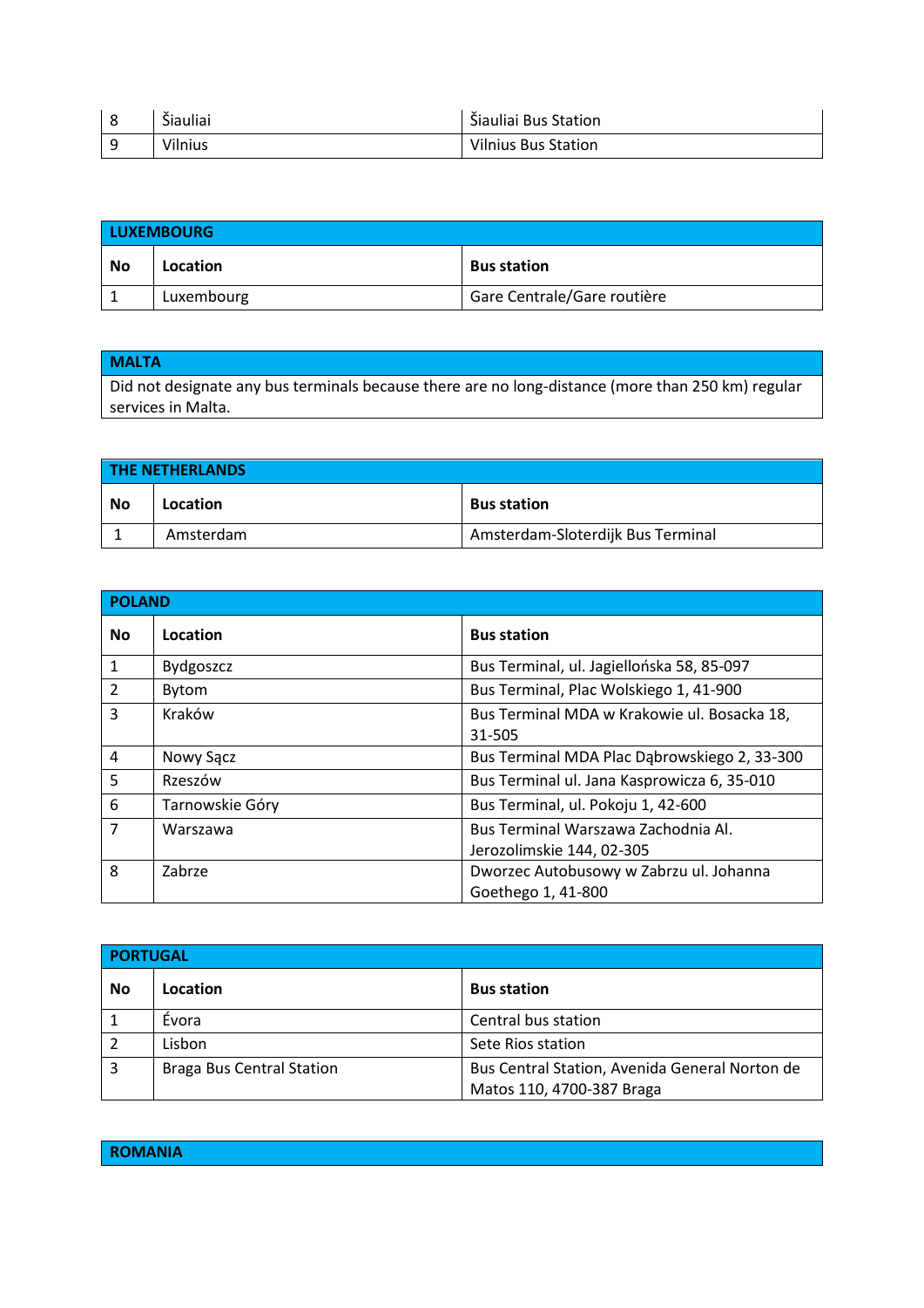| 8 | Šiauliai | Šiauliai Bus Station |
|---|---|---|
| 9 | Vilnius | Vilnius Bus Station |

| LUXEMBOURG | | |
|---|---|---|
| **No** | **Location** | **Bus station** |
| 1 | Luxembourg | Gare Centrale/Gare routière |

| MALTA |
|---|
| Did not designate any bus terminals because there are no long-distance (more than 250 km) regular services in Malta. |

| THE NETHERLANDS | | |
|---|---|---|
| **No** | **Location** | **Bus station** |
| 1 | Amsterdam | Amsterdam-Sloterdijk Bus Terminal |

| POLAND | | |
|---|---|---|
| **No** | **Location** | **Bus station** |
| 1 | Bydgoszcz | Bus Terminal, ul. Jagiellońska 58, 85-097 |
| 2 | Bytom | Bus Terminal, Plac Wolskiego 1, 41-900 |
| 3 | Kraków | Bus Terminal MDA w Krakowie ul. Bosacka 18, 31-505 |
| 4 | Nowy Sącz | Bus Terminal MDA Plac Dąbrowskiego 2, 33-300 |
| 5 | Rzeszów | Bus Terminal ul. Jana Kasprowicza 6, 35-010 |
| 6 | Tarnowskie Góry | Bus Terminal, ul. Pokoju 1, 42-600 |
| 7 | Warszawa | Bus Terminal Warszawa Zachodnia Al. Jerozolimskie 144, 02-305 |
| 8 | Zabrze | Dworzec Autobusowy w Zabrzu ul. Johanna Goethego 1, 41-800 |

| PORTUGAL | | |
|---|---|---|
| **No** | **Location** | **Bus station** |
| 1 | Évora | Central bus station |
| 2 | Lisbon | Sete Rios station |
| 3 | Braga Bus Central Station | Bus Central Station, Avenida General Norton de Matos 110, 4700-387 Braga |

| ROMANIA |
|---|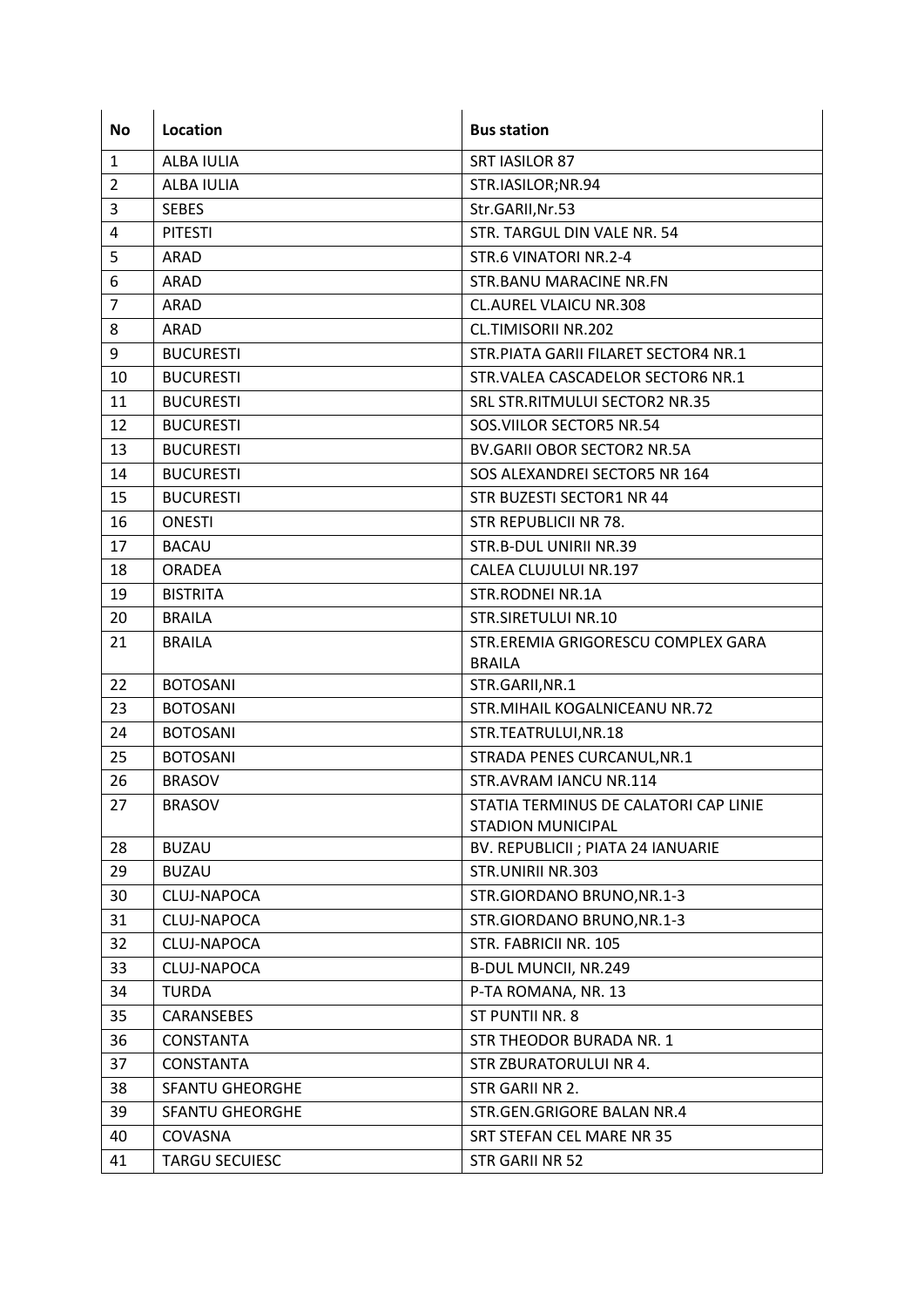| No | Location | Bus station |
|---|---|---|
| 1 | ALBA IULIA | SRT IASILOR 87 |
| 2 | ALBA IULIA | STR.IASILOR;NR.94 |
| 3 | SEBES | Str.GARII,Nr.53 |
| 4 | PITESTI | STR. TARGUL DIN VALE NR. 54 |
| 5 | ARAD | STR.6 VINATORI NR.2-4 |
| 6 | ARAD | STR.BANU MARACINE NR.FN |
| 7 | ARAD | CL.AUREL VLAICU NR.308 |
| 8 | ARAD | CL.TIMISORII NR.202 |
| 9 | BUCURESTI | STR.PIATA GARII FILARET SECTOR4 NR.1 |
| 10 | BUCURESTI | STR.VALEA CASCADELOR SECTOR6 NR.1 |
| 11 | BUCURESTI | SRL STR.RITMULUI SECTOR2 NR.35 |
| 12 | BUCURESTI | SOS.VIILOR SECTOR5 NR.54 |
| 13 | BUCURESTI | BV.GARII OBOR SECTOR2 NR.5A |
| 14 | BUCURESTI | SOS ALEXANDREI SECTOR5 NR 164 |
| 15 | BUCURESTI | STR BUZESTI SECTOR1 NR 44 |
| 16 | ONESTI | STR REPUBLICII NR 78. |
| 17 | BACAU | STR.B-DUL UNIRII NR.39 |
| 18 | ORADEA | CALEA CLUJULUI NR.197 |
| 19 | BISTRITA | STR.RODNEI NR.1A |
| 20 | BRAILA | STR.SIRETULUI NR.10 |
| 21 | BRAILA | STR.EREMIA GRIGORESCU COMPLEX GARA BRAILA |
| 22 | BOTOSANI | STR.GARII,NR.1 |
| 23 | BOTOSANI | STR.MIHAIL KOGALNICEANU NR.72 |
| 24 | BOTOSANI | STR.TEATRULUI,NR.18 |
| 25 | BOTOSANI | STRADA PENES CURCANUL,NR.1 |
| 26 | BRASOV | STR.AVRAM IANCU NR.114 |
| 27 | BRASOV | STATIA TERMINUS DE CALATORI CAP LINIE STADION MUNICIPAL |
| 28 | BUZAU | BV. REPUBLICII ; PIATA 24 IANUARIE |
| 29 | BUZAU | STR.UNIRII NR.303 |
| 30 | CLUJ-NAPOCA | STR.GIORDANO BRUNO,NR.1-3 |
| 31 | CLUJ-NAPOCA | STR.GIORDANO BRUNO,NR.1-3 |
| 32 | CLUJ-NAPOCA | STR. FABRICII NR. 105 |
| 33 | CLUJ-NAPOCA | B-DUL MUNCII, NR.249 |
| 34 | TURDA | P-TA ROMANA, NR. 13 |
| 35 | CARANSEBES | ST PUNTII NR. 8 |
| 36 | CONSTANTA | STR THEODOR BURADA NR. 1 |
| 37 | CONSTANTA | STR ZBURATORULUI NR 4. |
| 38 | SFANTU GHEORGHE | STR GARII NR 2. |
| 39 | SFANTU GHEORGHE | STR.GEN.GRIGORE BALAN NR.4 |
| 40 | COVASNA | SRT STEFAN CEL MARE NR 35 |
| 41 | TARGU SECUIESC | STR GARII NR 52 |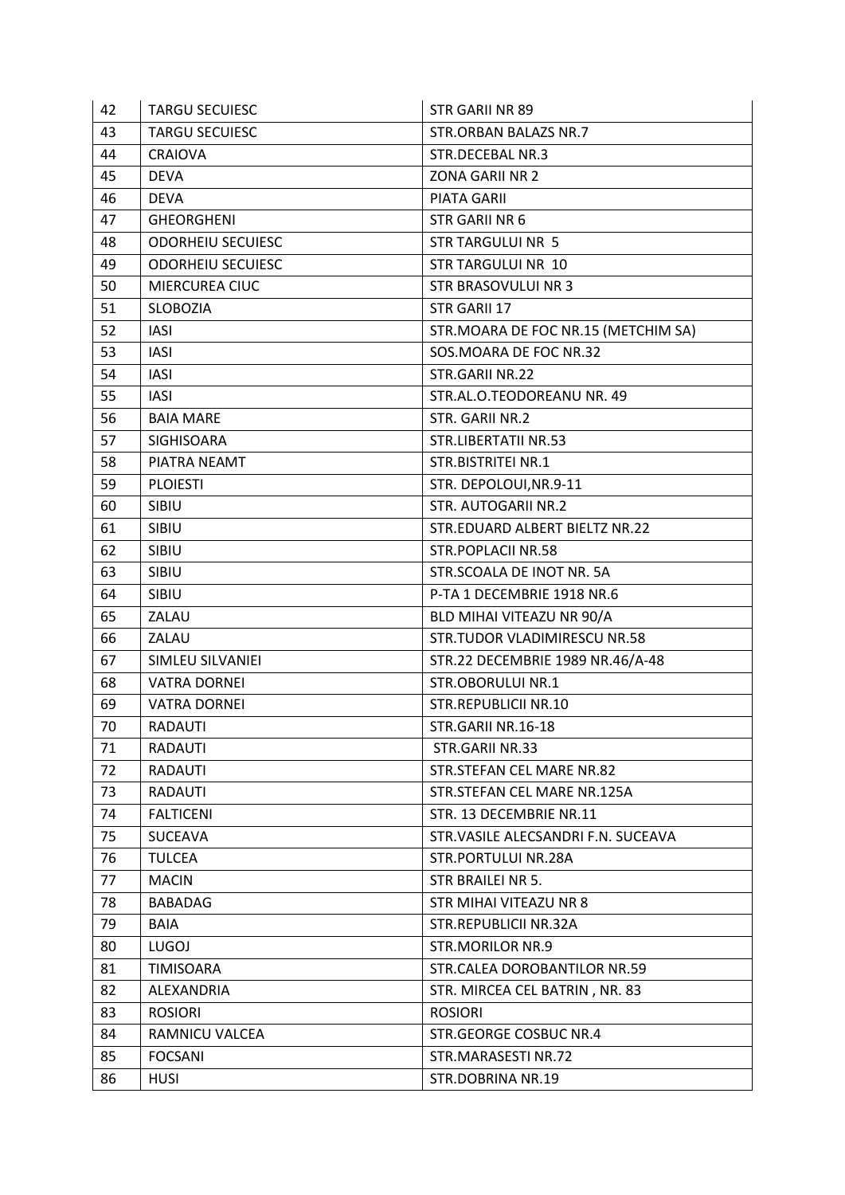| 42 | TARGU SECUIESC | STR GARII NR 89 |
|---|---|---|
| 43 | TARGU SECUIESC | STR.ORBAN BALAZS NR.7 |
| 44 | CRAIOVA | STR.DECEBAL NR.3 |
| 45 | DEVA | ZONA GARII NR 2 |
| 46 | DEVA | PIATA GARII |
| 47 | GHEORGHENI | STR GARII NR 6 |
| 48 | ODORHEIU SECUIESC | STR TARGULUI NR 5 |
| 49 | ODORHEIU SECUIESC | STR TARGULUI NR 10 |
| 50 | MIERCUREA CIUC | STR BRASOVULUI NR 3 |
| 51 | SLOBOZIA | STR GARII 17 |
| 52 | IASI | STR.MOARA DE FOC NR.15 (METCHIM SA) |
| 53 | IASI | SOS.MOARA DE FOC NR.32 |
| 54 | IASI | STR.GARII NR.22 |
| 55 | IASI | STR.AL.O.TEODOREANU NR. 49 |
| 56 | BAIA MARE | STR. GARII NR.2 |
| 57 | SIGHISOARA | STR.LIBERTATII NR.53 |
| 58 | PIATRA NEAMT | STR.BISTRITEI NR.1 |
| 59 | PLOIESTI | STR. DEPOLOUI,NR.9-11 |
| 60 | SIBIU | STR. AUTOGARII NR.2 |
| 61 | SIBIU | STR.EDUARD ALBERT BIELTZ NR.22 |
| 62 | SIBIU | STR.POPLACII NR.58 |
| 63 | SIBIU | STR.SCOALA DE INOT NR. 5A |
| 64 | SIBIU | P-TA 1 DECEMBRIE 1918 NR.6 |
| 65 | ZALAU | BLD MIHAI VITEAZU NR 90/A |
| 66 | ZALAU | STR.TUDOR VLADIMIRESCU NR.58 |
| 67 | SIMLEU SILVANIEI | STR.22 DECEMBRIE 1989 NR.46/A-48 |
| 68 | VATRA DORNEI | STR.OBORULUI NR.1 |
| 69 | VATRA DORNEI | STR.REPUBLICII NR.10 |
| 70 | RADAUTI | STR.GARII NR.16-18 |
| 71 | RADAUTI | STR.GARII NR.33 |
| 72 | RADAUTI | STR.STEFAN CEL MARE NR.82 |
| 73 | RADAUTI | STR.STEFAN CEL MARE NR.125A |
| 74 | FALTICENI | STR. 13 DECEMBRIE NR.11 |
| 75 | SUCEAVA | STR.VASILE ALECSANDRI F.N. SUCEAVA |
| 76 | TULCEA | STR.PORTULUI NR.28A |
| 77 | MACIN | STR BRAILEI NR 5. |
| 78 | BABADAG | STR MIHAI VITEAZU NR 8 |
| 79 | BAIA | STR.REPUBLICII NR.32A |
| 80 | LUGOJ | STR.MORILOR NR.9 |
| 81 | TIMISOARA | STR.CALEA DOROBANTILOR NR.59 |
| 82 | ALEXANDRIA | STR. MIRCEA CEL BATRIN , NR. 83 |
| 83 | ROSIORI | ROSIORI |
| 84 | RAMNICU VALCEA | STR.GEORGE COSBUC NR.4 |
| 85 | FOCSANI | STR.MARASESTI NR.72 |
| 86 | HUSI | STR.DOBRINA NR.19 |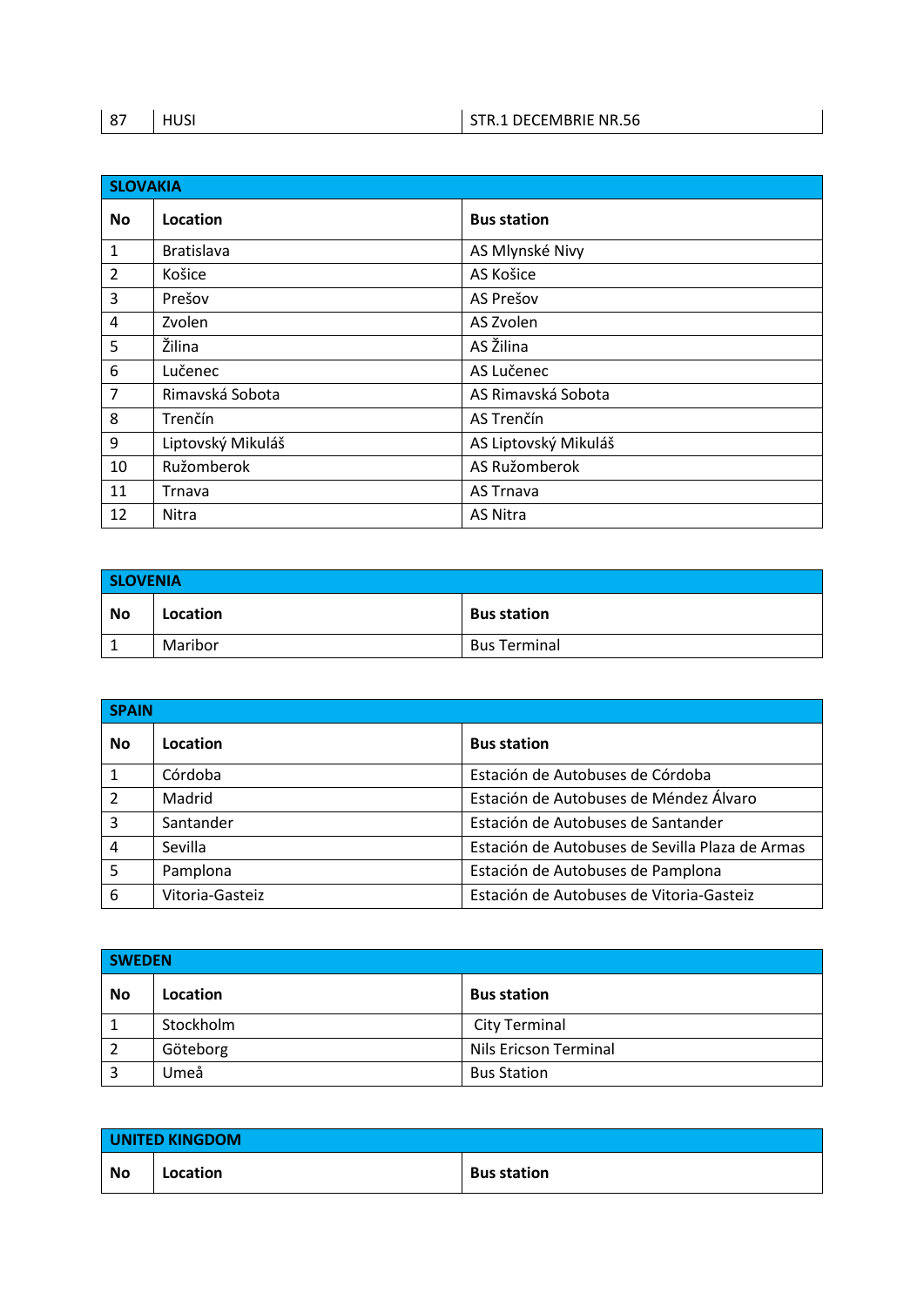| 87 | HUSI | STR.1 DECEMBRIE NR.56 |
|---|---|---|

| SLOVAKIA | | |
|---|---|---|
| **No** | **Location** | **Bus station** |
| 1 | Bratislava | AS Mlynské Nivy |
| 2 | Košice | AS Košice |
| 3 | Prešov | AS Prešov |
| 4 | Zvolen | AS Zvolen |
| 5 | Žilina | AS Žilina |
| 6 | Lučenec | AS Lučenec |
| 7 | Rimavská Sobota | AS Rimavská Sobota |
| 8 | Trenčín | AS Trenčín |
| 9 | Liptovský Mikuláš | AS Liptovský Mikuláš |
| 10 | Ružomberok | AS Ružomberok |
| 11 | Trnava | AS Trnava |
| 12 | Nitra | AS Nitra |

| SLOVENIA | | |
|---|---|---|
| **No** | **Location** | **Bus station** |
| 1 | Maribor | Bus Terminal |

| SPAIN | | |
|---|---|---|
| **No** | **Location** | **Bus station** |
| 1 | Córdoba | Estación de Autobuses de Córdoba |
| 2 | Madrid | Estación de Autobuses de Méndez Álvaro |
| 3 | Santander | Estación de Autobuses de Santander |
| 4 | Sevilla | Estación de Autobuses de Sevilla Plaza de Armas |
| 5 | Pamplona | Estación de Autobuses de Pamplona |
| 6 | Vitoria-Gasteiz | Estación de Autobuses de Vitoria-Gasteiz |

| SWEDEN | | |
|---|---|---|
| **No** | **Location** | **Bus station** |
| 1 | Stockholm | City Terminal |
| 2 | Göteborg | Nils Ericson Terminal |
| 3 | Umeå | Bus Station |

| UNITED KINGDOM | | |
|---|---|---|
| **No** | **Location** | **Bus station** |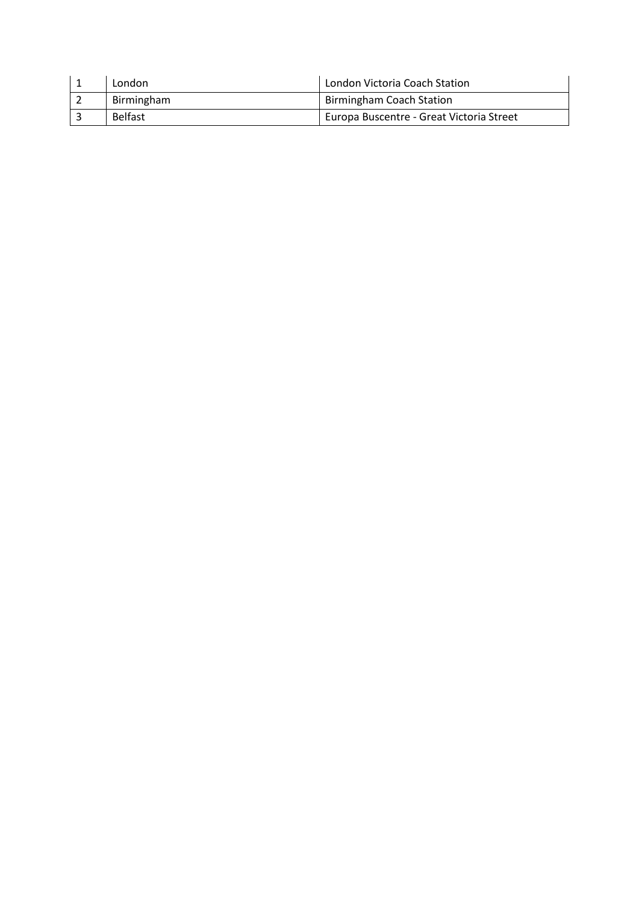| | | |
|---|---|---|
| 1 | London | London Victoria Coach Station |
| 2 | Birmingham | Birmingham Coach Station |
| 3 | Belfast | Europa Buscentre - Great Victoria Street |